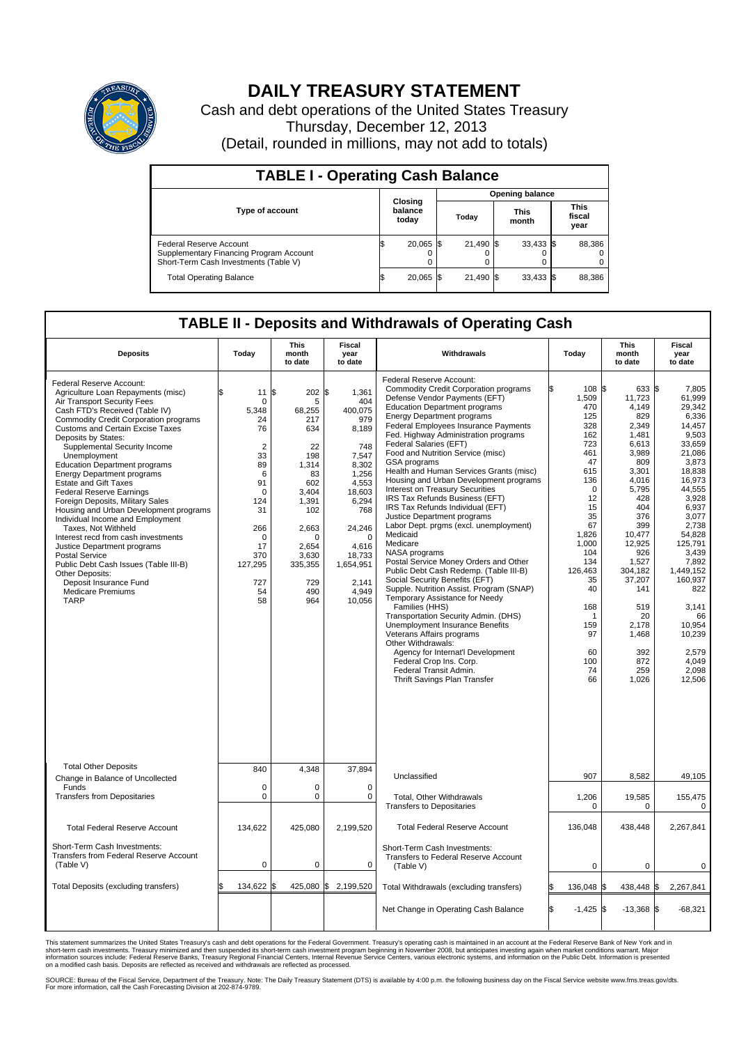# DAILY TREASURY STATEMENT

Cash and debt operations of the United States Treasury

Thursday, December 12, 2013

(Detail, rounded in millions, may not add to totals)

## TABLE I - Operating Cash Balance

| Type of account | Closing balance today | Opening balance Today | Opening balance This month | Opening balance This fiscal year |
|---|---|---|---|---|
| Federal Reserve Account | $ 20,065 | $ 21,490 | $ 33,433 | $ 88,386 |
| Supplementary Financing Program Account | 0 | 0 | 0 | 0 |
| Short-Term Cash Investments (Table V) | 0 | 0 | 0 | 0 |
| Total Operating Balance | $ 20,065 | $ 21,490 | $ 33,433 | $ 88,386 |

## TABLE II - Deposits and Withdrawals of Operating Cash

| Deposits | Today | This month to date | Fiscal year to date | Withdrawals | Today | This month to date | Fiscal year to date |
|---|---|---|---|---|---|---|---|
| Federal Reserve Account: | | | | Federal Reserve Account: | | | |
| Agriculture Loan Repayments (misc) | $ 11 | $ 202 | $ 1,361 | Commodity Credit Corporation programs | $ 108 | $ 633 | $ 7,805 |
| Air Transport Security Fees | 0 | 5 | 404 | Defense Vendor Payments (EFT) | 1,509 | 11,723 | 61,999 |
| Cash FTD's Received (Table IV) | 5,348 | 68,255 | 400,075 | Education Department programs | 470 | 4,149 | 29,342 |
| Commodity Credit Corporation programs | 24 | 217 | 979 | Energy Department programs | 125 | 829 | 6,336 |
| Customs and Certain Excise Taxes | 76 | 634 | 8,189 | Federal Employees Insurance Payments | 328 | 2,349 | 14,457 |
| Deposits by States: | | | | Fed. Highway Administration programs | 162 | 1,481 | 9,503 |
| Supplemental Security Income | 2 | 22 | 748 | Federal Salaries (EFT) | 723 | 6,613 | 33,659 |
| Unemployment | 33 | 198 | 7,547 | Food and Nutrition Service (misc) | 461 | 3,989 | 21,086 |
| Education Department programs | 89 | 1,314 | 8,302 | GSA programs | 47 | 809 | 3,873 |
| Energy Department programs | 6 | 83 | 1,256 | Health and Human Services Grants (misc) | 615 | 3,301 | 18,838 |
| Estate and Gift Taxes | 91 | 602 | 4,553 | Housing and Urban Development programs | 136 | 4,016 | 16,973 |
| Federal Reserve Earnings | 0 | 3,404 | 18,603 | Interest on Treasury Securities | 0 | 5,795 | 44,555 |
| Foreign Deposits, Military Sales | 124 | 1,391 | 6,294 | IRS Tax Refunds Business (EFT) | 12 | 428 | 3,928 |
| Housing and Urban Development programs | 31 | 102 | 768 | IRS Tax Refunds Individual (EFT) | 15 | 404 | 6,937 |
| Individual Income and Employment Taxes, Not Withheld | 266 | 2,663 | 24,246 | Justice Department programs | 35 | 376 | 3,077 |
| Interest recd from cash investments | 0 | 0 | 0 | Labor Dept. prgms (excl. unemployment) | 67 | 399 | 2,738 |
| Justice Department programs | 17 | 2,654 | 4,616 | Medicaid | 1,826 | 10,477 | 54,828 |
| Postal Service | 370 | 3,630 | 18,733 | Medicare | 1,000 | 12,925 | 125,791 |
| Public Debt Cash Issues (Table III-B) | 127,295 | 335,355 | 1,654,951 | NASA programs | 104 | 926 | 3,439 |
| Other Deposits: | | | | Postal Service Money Orders and Other | 134 | 1,527 | 7,892 |
| Deposit Insurance Fund | 727 | 729 | 2,141 | Public Debt Cash Redemp. (Table III-B) | 126,463 | 304,182 | 1,449,152 |
| Medicare Premiums | 54 | 490 | 4,949 | Social Security Benefits (EFT) | 35 | 37,207 | 160,937 |
| TARP | 58 | 964 | 10,056 | Supple. Nutrition Assist. Program (SNAP) | 40 | 141 | 822 |
| | | | | Temporary Assistance for Needy Families (HHS) | 168 | 519 | 3,141 |
| | | | | Transportation Security Admin. (DHS) | 1 | 20 | 66 |
| | | | | Unemployment Insurance Benefits | 159 | 2,178 | 10,954 |
| | | | | Veterans Affairs programs | 97 | 1,468 | 10,239 |
| | | | | Other Withdrawals: | | | |
| | | | | Agency for Internat'l Development | 60 | 392 | 2,579 |
| | | | | Federal Crop Ins. Corp. | 100 | 872 | 4,049 |
| | | | | Federal Transit Admin. | 74 | 259 | 2,098 |
| | | | | Thrift Savings Plan Transfer | 66 | 1,026 | 12,506 |
| Total Other Deposits | 840 | 4,348 | 37,894 | Unclassified | 907 | 8,582 | 49,105 |
| Change in Balance of Uncollected Funds | 0 | 0 | 0 | | | | |
| Transfers from Depositaries | 0 | 0 | 0 | Total, Other Withdrawals | 1,206 | 19,585 | 155,475 |
| | | | | Transfers to Depositaries | 0 | 0 | 0 |
| Total Federal Reserve Account | 134,622 | 425,080 | 2,199,520 | Total Federal Reserve Account | 136,048 | 438,448 | 2,267,841 |
| Short-Term Cash Investments: Transfers from Federal Reserve Account (Table V) | 0 | 0 | 0 | Short-Term Cash Investments: Transfers to Federal Reserve Account (Table V) | 0 | 0 | 0 |
| Total Deposits (excluding transfers) | $ 134,622 | $ 425,080 | $ 2,199,520 | Total Withdrawals (excluding transfers) | $ 136,048 | $ 438,448 | $ 2,267,841 |
| | | | | Net Change in Operating Cash Balance | $ -1,425 | $ -13,368 | $ -68,321 |

This statement summarizes the United States Treasury's cash and debt operations for the Federal Government. Treasury's operating cash is maintained in an account at the Federal Reserve Bank of New York and in short-term cash investments. Treasury minimized and then suspended its short-term cash investment program beginning in November 2008, but anticipates investing again when market conditions warrant. Major information sources include: Federal Reserve Banks, Treasury Regional Financial Centers, Internal Revenue Service Centers, various electronic systems, and information on the Public Debt. Information is presented on a modified cash basis. Deposits are reflected as received and withdrawals are reflected as processed.

SOURCE: Bureau of the Fiscal Service, Department of the Treasury. Note: The Daily Treasury Statement (DTS) is available by 4:00 p.m. the following business day on the Fiscal Service website www.fms.treas.gov/dts. For more information, call the Cash Forecasting Division at 202-874-9789.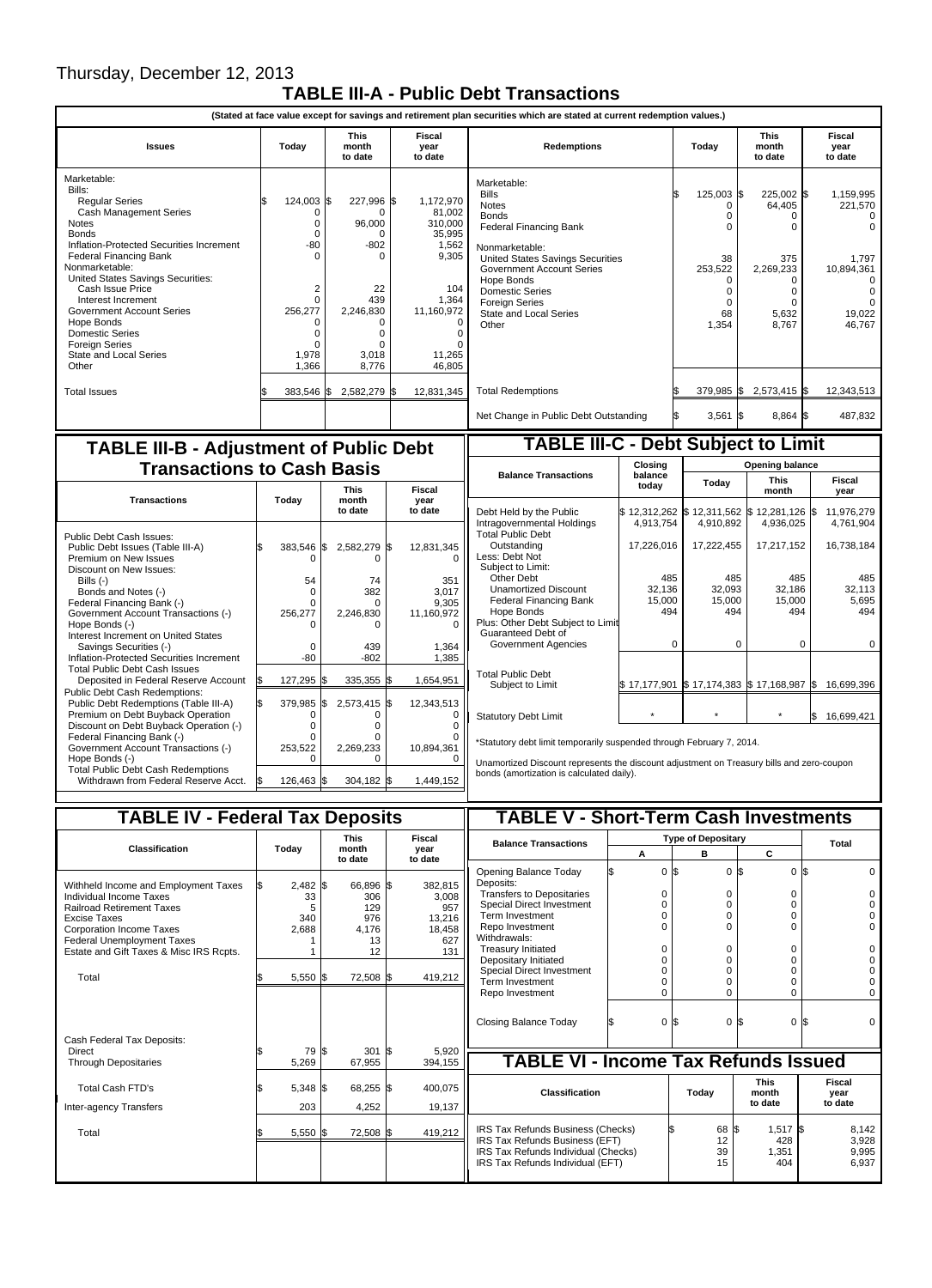Thursday, December 12, 2013

# TABLE III-A - Public Debt Transactions

(Stated at face value except for savings and retirement plan securities which are stated at current redemption values.)

| Issues | Today | This month to date | Fiscal year to date |
|---|---|---|---|
| Marketable: | | | |
| Bills: | | | |
| Regular Series | $ 124,003 | $ 227,996 | $ 1,172,970 |
| Cash Management Series | 0 | 0 | 81,002 |
| Notes | 0 | 96,000 | 310,000 |
| Bonds | 0 | 0 | 35,995 |
| Inflation-Protected Securities Increment | -80 | -802 | 1,562 |
| Federal Financing Bank | 0 | 0 | 9,305 |
| Nonmarketable: | | | |
| United States Savings Securities: | | | |
| Cash Issue Price | 2 | 22 | 104 |
| Interest Increment | 0 | 439 | 1,364 |
| Government Account Series | 256,277 | 2,246,830 | 11,160,972 |
| Hope Bonds | 0 | 0 | 0 |
| Domestic Series | 0 | 0 | 0 |
| Foreign Series | 0 | 0 | 0 |
| State and Local Series | 1,978 | 3,018 | 11,265 |
| Other | 1,366 | 8,776 | 46,805 |
| Total Issues | $ 383,546 | $ 2,582,279 | $ 12,831,345 |

| Redemptions | Today | This month to date | Fiscal year to date |
|---|---|---|---|
| Marketable: | | | |
| Bills | $ 125,003 | $ 225,002 | $ 1,159,995 |
| Notes | 0 | 64,405 | 221,570 |
| Bonds | 0 | 0 | 0 |
| Federal Financing Bank | 0 | 0 | 0 |
| Nonmarketable: | | | |
| United States Savings Securities | 38 | 375 | 1,797 |
| Government Account Series | 253,522 | 2,269,233 | 10,894,361 |
| Hope Bonds | 0 | 0 | 0 |
| Domestic Series | 0 | 0 | 0 |
| Foreign Series | 0 | 0 | 0 |
| State and Local Series | 68 | 5,632 | 19,022 |
| Other | 1,354 | 8,767 | 46,767 |
| Total Redemptions | $ 379,985 | $ 2,573,415 | $ 12,343,513 |
| Net Change in Public Debt Outstanding | $ 3,561 | $ 8,864 | $ 487,832 |

# TABLE III-B - Adjustment of Public Debt Transactions to Cash Basis

| Transactions | Today | This month to date | Fiscal year to date |
|---|---|---|---|
| Public Debt Cash Issues: | | | |
| Public Debt Issues (Table III-A) | $ 383,546 | $ 2,582,279 | $ 12,831,345 |
| Premium on New Issues | 0 | 0 | 0 |
| Discount on New Issues: | | | |
| Bills (-) | 54 | 74 | 351 |
| Bonds and Notes (-) | 0 | 382 | 3,017 |
| Federal Financing Bank (-) | 0 | 0 | 9,305 |
| Government Account Transactions (-) | 256,277 | 2,246,830 | 11,160,972 |
| Hope Bonds (-) | 0 | 0 | 0 |
| Interest Increment on United States Savings Securities (-) | 0 | 439 | 1,364 |
| Inflation-Protected Securities Increment | -80 | -802 | 1,385 |
| Total Public Debt Cash Issues Deposited in Federal Reserve Account | $ 127,295 | $ 335,355 | $ 1,654,951 |
| Public Debt Cash Redemptions: | | | |
| Public Debt Redemptions (Table III-A) | $ 379,985 | $ 2,573,415 | $ 12,343,513 |
| Premium on Debt Buyback Operation | 0 | 0 | 0 |
| Discount on Debt Buyback Operation (-) | 0 | 0 | 0 |
| Federal Financing Bank (-) | 0 | 0 | 0 |
| Government Account Transactions (-) | 253,522 | 2,269,233 | 10,894,361 |
| Hope Bonds (-) | 0 | 0 | 0 |
| Total Public Debt Cash Redemptions Withdrawn from Federal Reserve Acct. | $ 126,463 | $ 304,182 | $ 1,449,152 |

# TABLE III-C - Debt Subject to Limit

| Balance Transactions | Closing balance today | Opening balance Today | Opening balance This month | Opening balance Fiscal year |
|---|---|---|---|---|
| Debt Held by the Public | $ 12,312,262 | $ 12,311,562 | $ 12,281,126 | $ 11,976,279 |
| Intragovernmental Holdings | 4,913,754 | 4,910,892 | 4,936,025 | 4,761,904 |
| Total Public Debt Outstanding | 17,226,016 | 17,222,455 | 17,217,152 | 16,738,184 |
| Less: Debt Not Subject to Limit: | | | | |
| Other Debt | 485 | 485 | 485 | 485 |
| Unamortized Discount | 32,136 | 32,093 | 32,186 | 32,113 |
| Federal Financing Bank | 15,000 | 15,000 | 15,000 | 5,695 |
| Hope Bonds | 494 | 494 | 494 | 494 |
| Plus: Other Debt Subject to Limit Guaranteed Debt of Government Agencies | 0 | 0 | 0 | 0 |
| Total Public Debt Subject to Limit | $ 17,177,901 | $ 17,174,383 | $ 17,168,987 | $ 16,699,396 |
| Statutory Debt Limit | * | * | * | $ 16,699,421 |

*Statutory debt limit temporarily suspended through February 7, 2014.

Unamortized Discount represents the discount adjustment on Treasury bills and zero-coupon bonds (amortization is calculated daily).

# TABLE IV - Federal Tax Deposits

| Classification | Today | This month to date | Fiscal year to date |
|---|---|---|---|
| Withheld Income and Employment Taxes | $ 2,482 | $ 66,896 | $ 382,815 |
| Individual Income Taxes | 33 | 306 | 3,008 |
| Railroad Retirement Taxes | 5 | 129 | 957 |
| Excise Taxes | 340 | 976 | 13,216 |
| Corporation Income Taxes | 2,688 | 4,176 | 18,458 |
| Federal Unemployment Taxes | 1 | 13 | 627 |
| Estate and Gift Taxes & Misc IRS Rcpts. | 1 | 12 | 131 |
| Total | $ 5,550 | $ 72,508 | $ 419,212 |
| Cash Federal Tax Deposits: | | | |
| Direct | $ 79 | $ 301 | $ 5,920 |
| Through Depositaries | 5,269 | 67,955 | 394,155 |
| Total Cash FTD's | $ 5,348 | $ 68,255 | $ 400,075 |
| Inter-agency Transfers | 203 | 4,252 | 19,137 |
| Total | $ 5,550 | $ 72,508 | $ 419,212 |

# TABLE V - Short-Term Cash Investments

| Balance Transactions | Type of Depositary A | Type of Depositary B | Type of Depositary C | Total |
|---|---|---|---|---|
| Opening Balance Today | $ 0 | $ 0 | $ 0 | $ 0 |
| Deposits: | | | | |
| Transfers to Depositaries | 0 | 0 | 0 | 0 |
| Special Direct Investment | 0 | 0 | 0 | 0 |
| Term Investment | 0 | 0 | 0 | 0 |
| Repo Investment | 0 | 0 | 0 | 0 |
| Withdrawals: | | | | |
| Treasury Initiated | 0 | 0 | 0 | 0 |
| Depositary Initiated | 0 | 0 | 0 | 0 |
| Special Direct Investment | 0 | 0 | 0 | 0 |
| Term Investment | 0 | 0 | 0 | 0 |
| Repo Investment | 0 | 0 | 0 | 0 |
| Closing Balance Today | $ 0 | $ 0 | $ 0 | $ 0 |

# TABLE VI - Income Tax Refunds Issued

| Classification | Today | This month to date | Fiscal year to date |
|---|---|---|---|
| IRS Tax Refunds Business (Checks) | $ 68 | $ 1,517 | $ 8,142 |
| IRS Tax Refunds Business (EFT) | 12 | 428 | 3,928 |
| IRS Tax Refunds Individual (Checks) | 39 | 1,351 | 9,995 |
| IRS Tax Refunds Individual (EFT) | 15 | 404 | 6,937 |